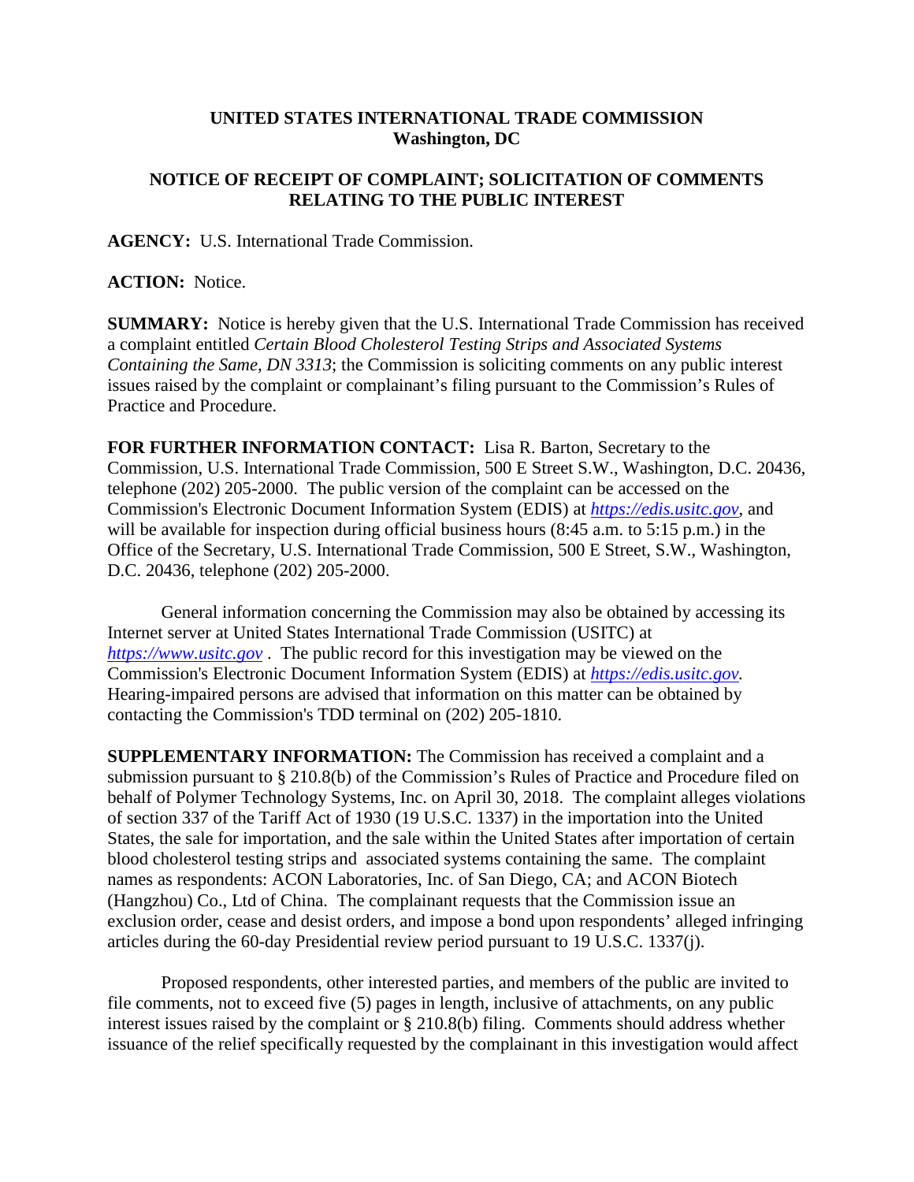**UNITED STATES INTERNATIONAL TRADE COMMISSION**
**Washington, DC**

**NOTICE OF RECEIPT OF COMPLAINT; SOLICITATION OF COMMENTS RELATING TO THE PUBLIC INTEREST**

**AGENCY:** U.S. International Trade Commission.

**ACTION:** Notice.

**SUMMARY:** Notice is hereby given that the U.S. International Trade Commission has received a complaint entitled *Certain Blood Cholesterol Testing Strips and Associated Systems Containing the Same, DN 3313*; the Commission is soliciting comments on any public interest issues raised by the complaint or complainant's filing pursuant to the Commission's Rules of Practice and Procedure.

**FOR FURTHER INFORMATION CONTACT:** Lisa R. Barton, Secretary to the Commission, U.S. International Trade Commission, 500 E Street S.W., Washington, D.C. 20436, telephone (202) 205-2000. The public version of the complaint can be accessed on the Commission's Electronic Document Information System (EDIS) at *https://edis.usitc.gov*, and will be available for inspection during official business hours (8:45 a.m. to 5:15 p.m.) in the Office of the Secretary, U.S. International Trade Commission, 500 E Street, S.W., Washington, D.C. 20436, telephone (202) 205-2000.

General information concerning the Commission may also be obtained by accessing its Internet server at United States International Trade Commission (USITC) at *https://www.usitc.gov* . The public record for this investigation may be viewed on the Commission's Electronic Document Information System (EDIS) at *https://edis.usitc.gov.* Hearing-impaired persons are advised that information on this matter can be obtained by contacting the Commission's TDD terminal on (202) 205-1810.

**SUPPLEMENTARY INFORMATION:** The Commission has received a complaint and a submission pursuant to § 210.8(b) of the Commission's Rules of Practice and Procedure filed on behalf of Polymer Technology Systems, Inc. on April 30, 2018. The complaint alleges violations of section 337 of the Tariff Act of 1930 (19 U.S.C. 1337) in the importation into the United States, the sale for importation, and the sale within the United States after importation of certain blood cholesterol testing strips and associated systems containing the same. The complaint names as respondents: ACON Laboratories, Inc. of San Diego, CA; and ACON Biotech (Hangzhou) Co., Ltd of China. The complainant requests that the Commission issue an exclusion order, cease and desist orders, and impose a bond upon respondents' alleged infringing articles during the 60-day Presidential review period pursuant to 19 U.S.C. 1337(j).

Proposed respondents, other interested parties, and members of the public are invited to file comments, not to exceed five (5) pages in length, inclusive of attachments, on any public interest issues raised by the complaint or § 210.8(b) filing. Comments should address whether issuance of the relief specifically requested by the complainant in this investigation would affect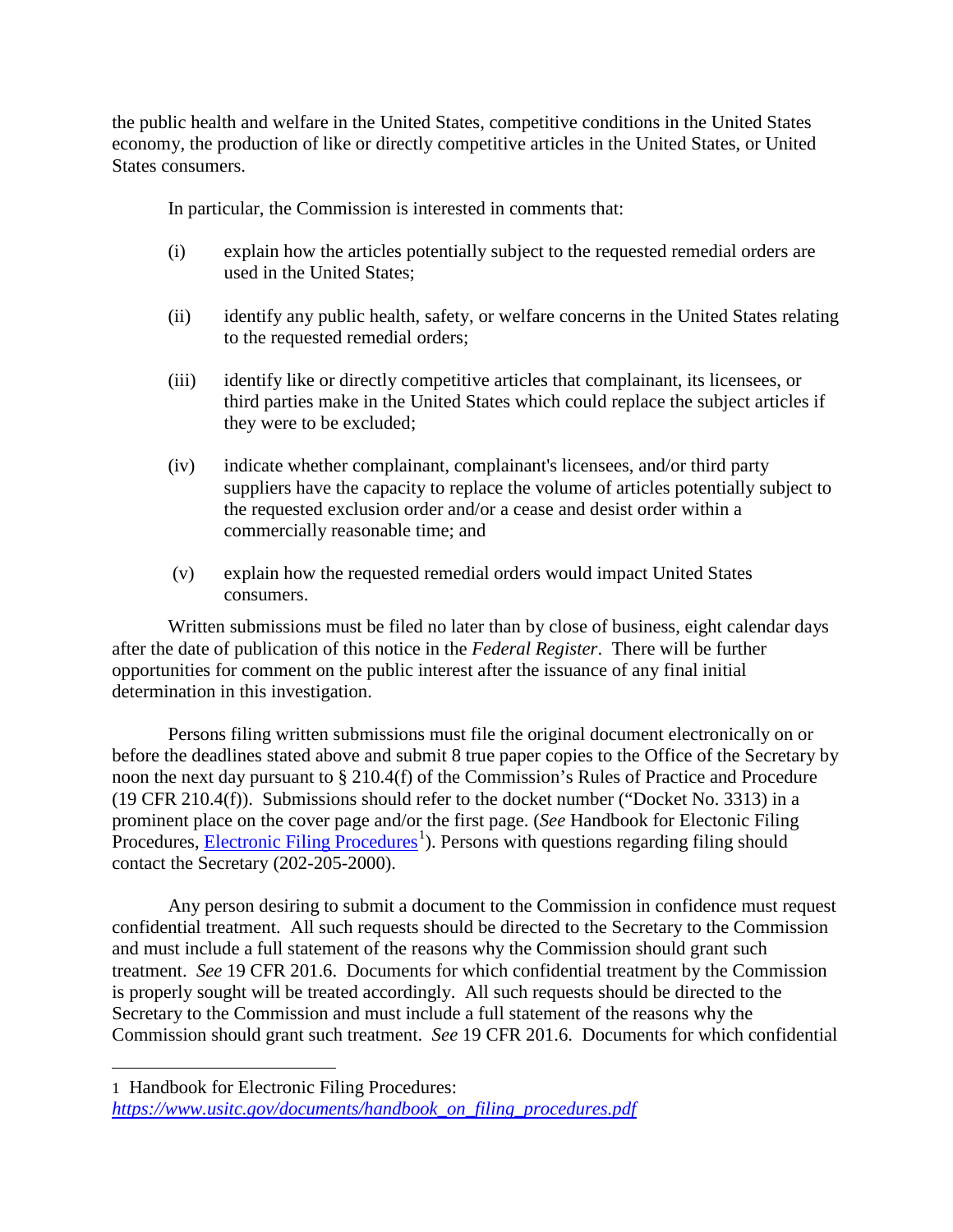the public health and welfare in the United States, competitive conditions in the United States economy, the production of like or directly competitive articles in the United States, or United States consumers.

In particular, the Commission is interested in comments that:

(i) explain how the articles potentially subject to the requested remedial orders are used in the United States;

(ii) identify any public health, safety, or welfare concerns in the United States relating to the requested remedial orders;

(iii) identify like or directly competitive articles that complainant, its licensees, or third parties make in the United States which could replace the subject articles if they were to be excluded;

(iv) indicate whether complainant, complainant's licensees, and/or third party suppliers have the capacity to replace the volume of articles potentially subject to the requested exclusion order and/or a cease and desist order within a commercially reasonable time; and

(v) explain how the requested remedial orders would impact United States consumers.

Written submissions must be filed no later than by close of business, eight calendar days after the date of publication of this notice in the *Federal Register*. There will be further opportunities for comment on the public interest after the issuance of any final initial determination in this investigation.

Persons filing written submissions must file the original document electronically on or before the deadlines stated above and submit 8 true paper copies to the Office of the Secretary by noon the next day pursuant to § 210.4(f) of the Commission's Rules of Practice and Procedure (19 CFR 210.4(f)). Submissions should refer to the docket number ("Docket No. 3313) in a prominent place on the cover page and/or the first page. (*See* Handbook for Electonic Filing Procedures, Electronic Filing Procedures[1]). Persons with questions regarding filing should contact the Secretary (202-205-2000).

Any person desiring to submit a document to the Commission in confidence must request confidential treatment. All such requests should be directed to the Secretary to the Commission and must include a full statement of the reasons why the Commission should grant such treatment. *See* 19 CFR 201.6. Documents for which confidential treatment by the Commission is properly sought will be treated accordingly. All such requests should be directed to the Secretary to the Commission and must include a full statement of the reasons why the Commission should grant such treatment. *See* 19 CFR 201.6. Documents for which confidential

---

1 Handbook for Electronic Filing Procedures: *https://www.usitc.gov/documents/handbook_on_filing_procedures.pdf*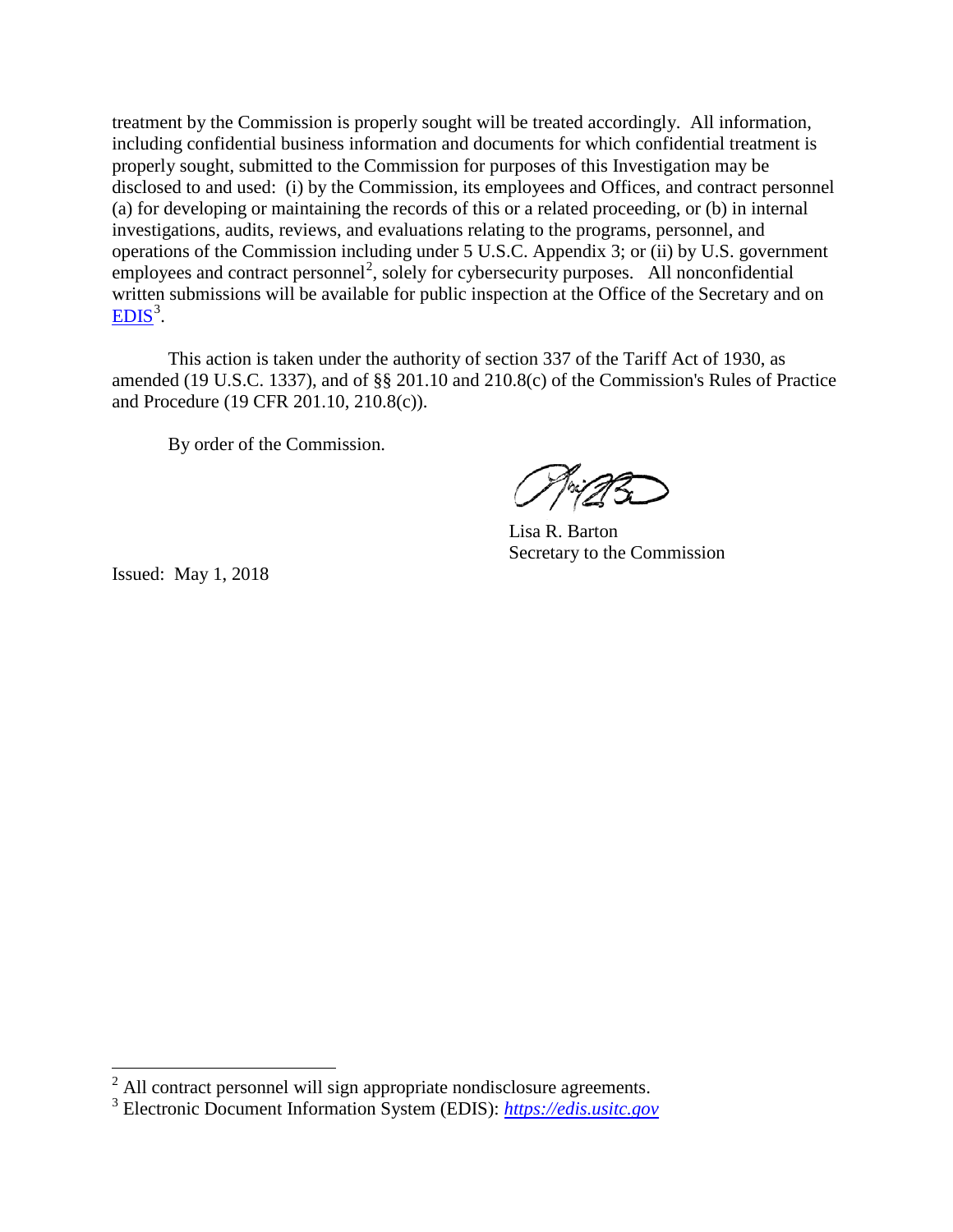treatment by the Commission is properly sought will be treated accordingly. All information, including confidential business information and documents for which confidential treatment is properly sought, submitted to the Commission for purposes of this Investigation may be disclosed to and used: (i) by the Commission, its employees and Offices, and contract personnel (a) for developing or maintaining the records of this or a related proceeding, or (b) in internal investigations, audits, reviews, and evaluations relating to the programs, personnel, and operations of the Commission including under 5 U.S.C. Appendix 3; or (ii) by U.S. government employees and contract personnel[2], solely for cybersecurity purposes. All nonconfidential written submissions will be available for public inspection at the Office of the Secretary and on EDIS[3].

This action is taken under the authority of section 337 of the Tariff Act of 1930, as amended (19 U.S.C. 1337), and of §§ 201.10 and 210.8(c) of the Commission's Rules of Practice and Procedure (19 CFR 201.10, 210.8(c)).

By order of the Commission.

Lisa R. Barton
Secretary to the Commission

Issued: May 1, 2018

---

[2] All contract personnel will sign appropriate nondisclosure agreements.

[3] Electronic Document Information System (EDIS): *https://edis.usitc.gov*